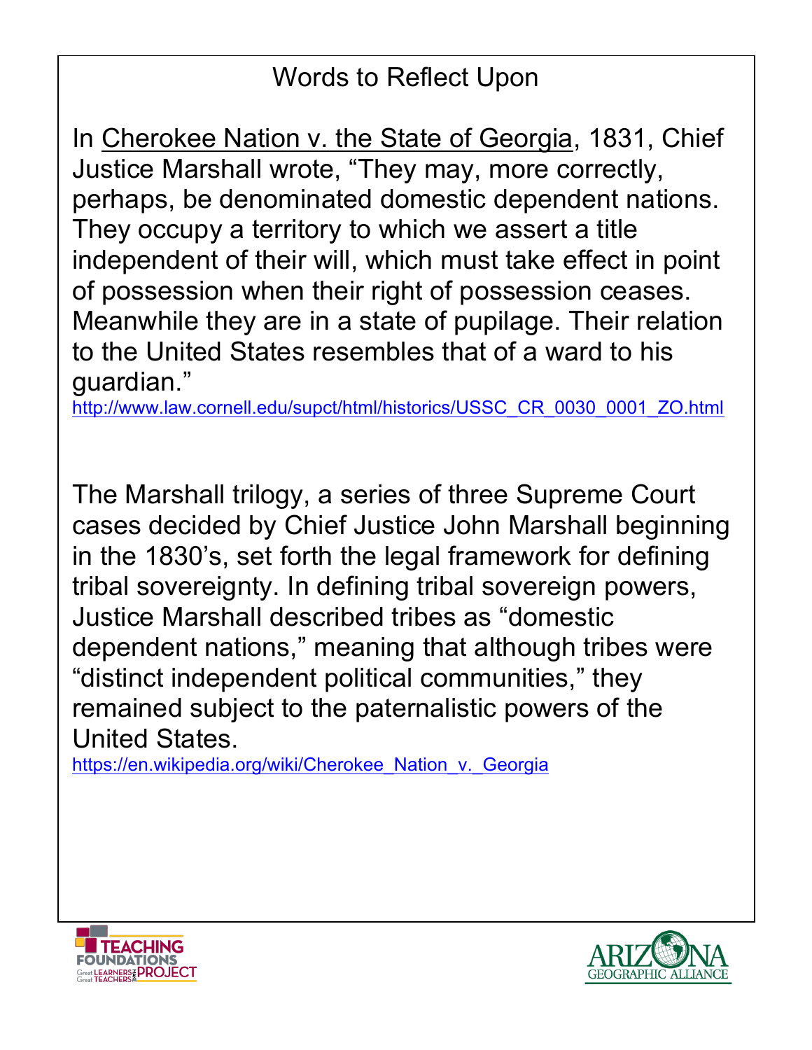# Words to Reflect Upon

In Cherokee Nation v. the State of Georgia, 1831, Chief Justice Marshall wrote, "They may, more correctly, perhaps, be denominated domestic dependent nations. They occupy a territory to which we assert a title independent of their will, which must take effect in point of possession when their right of possession ceases. Meanwhile they are in a state of pupilage. Their relation to the United States resembles that of a ward to his guardian."
http://www.law.cornell.edu/supct/html/historics/USSC_CR_0030_0001_ZO.html

The Marshall trilogy, a series of three Supreme Court cases decided by Chief Justice John Marshall beginning in the 1830's, set forth the legal framework for defining tribal sovereignty. In defining tribal sovereign powers, Justice Marshall described tribes as "domestic dependent nations," meaning that although tribes were "distinct independent political communities," they remained subject to the paternalistic powers of the United States.
https://en.wikipedia.org/wiki/Cherokee_Nation_v._Georgia

TEACHING FOUNDATIONS PROJECT — Great Learners Great Teachers

ARIZONA GEOGRAPHIC ALLIANCE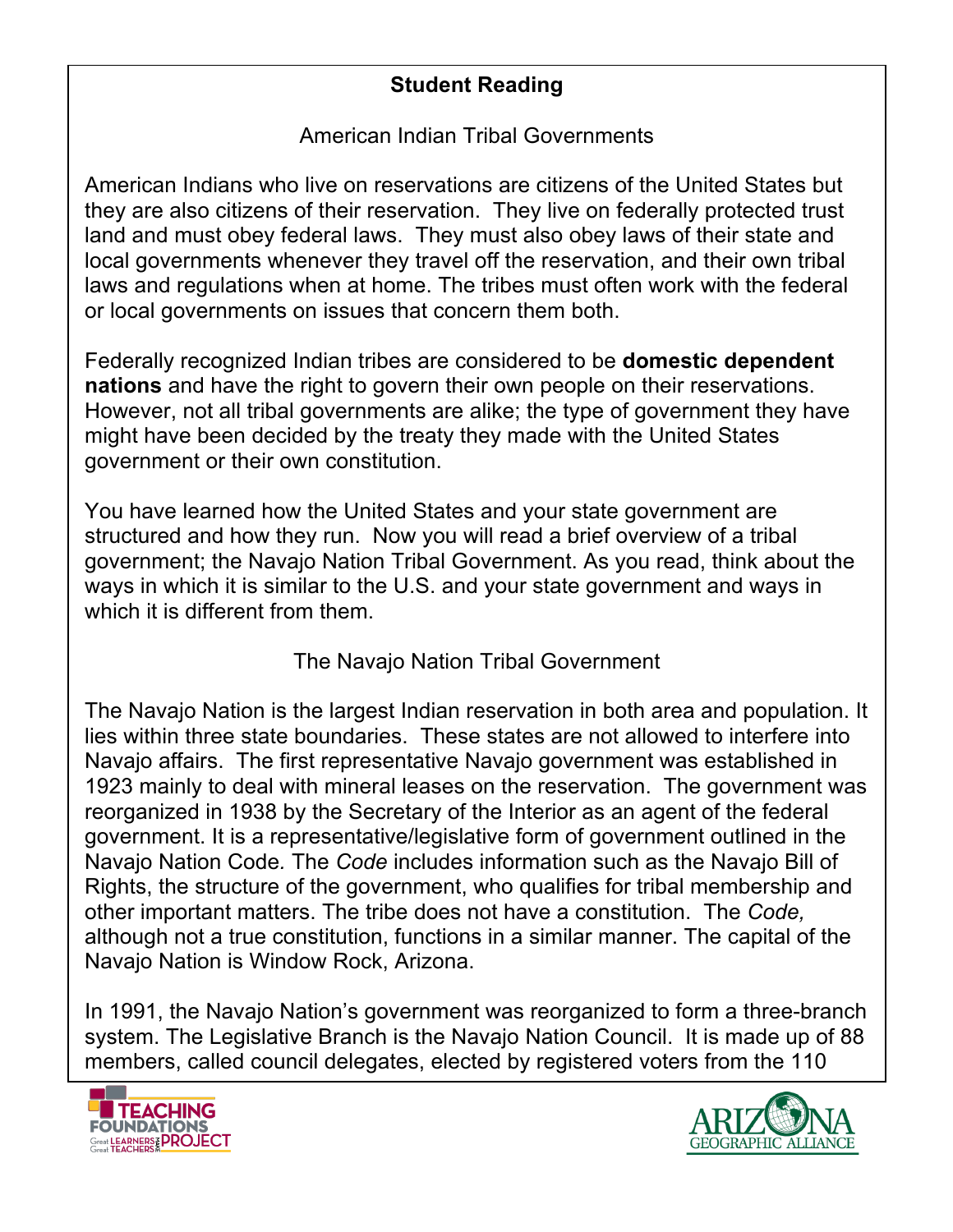## Student Reading

### American Indian Tribal Governments

American Indians who live on reservations are citizens of the United States but they are also citizens of their reservation. They live on federally protected trust land and must obey federal laws. They must also obey laws of their state and local governments whenever they travel off the reservation, and their own tribal laws and regulations when at home. The tribes must often work with the federal or local governments on issues that concern them both.

Federally recognized Indian tribes are considered to be **domestic dependent nations** and have the right to govern their own people on their reservations. However, not all tribal governments are alike; the type of government they have might have been decided by the treaty they made with the United States government or their own constitution.

You have learned how the United States and your state government are structured and how they run. Now you will read a brief overview of a tribal government; the Navajo Nation Tribal Government. As you read, think about the ways in which it is similar to the U.S. and your state government and ways in which it is different from them.

### The Navajo Nation Tribal Government

The Navajo Nation is the largest Indian reservation in both area and population. It lies within three state boundaries. These states are not allowed to interfere into Navajo affairs. The first representative Navajo government was established in 1923 mainly to deal with mineral leases on the reservation. The government was reorganized in 1938 by the Secretary of the Interior as an agent of the federal government. It is a representative/legislative form of government outlined in the Navajo Nation Code*.* The *Code* includes information such as the Navajo Bill of Rights, the structure of the government, who qualifies for tribal membership and other important matters. The tribe does not have a constitution. The *Code,* although not a true constitution, functions in a similar manner. The capital of the Navajo Nation is Window Rock, Arizona.

In 1991, the Navajo Nation's government was reorganized to form a three-branch system. The Legislative Branch is the Navajo Nation Council. It is made up of 88 members, called council delegates, elected by registered voters from the 110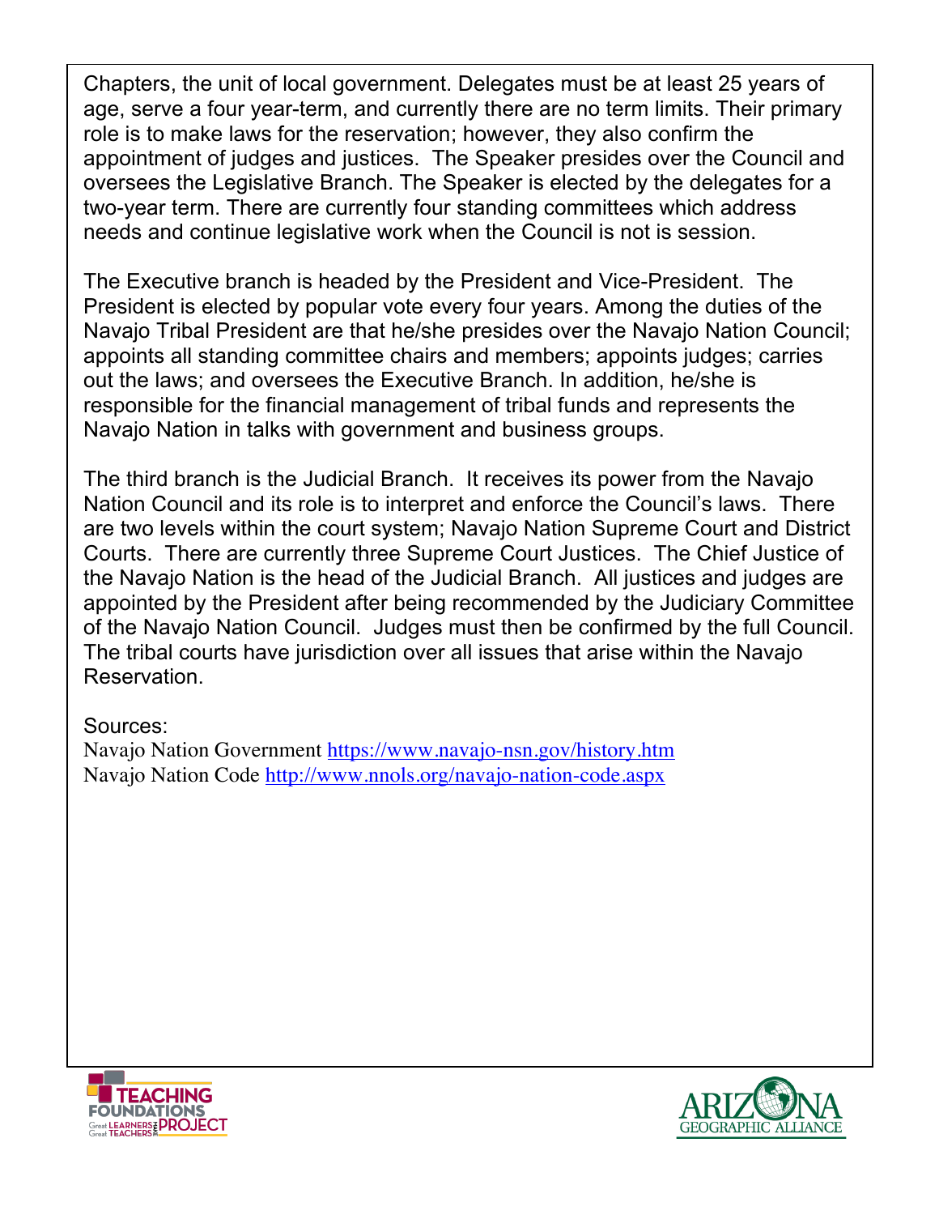Chapters, the unit of local government. Delegates must be at least 25 years of age, serve a four year-term, and currently there are no term limits. Their primary role is to make laws for the reservation; however, they also confirm the appointment of judges and justices. The Speaker presides over the Council and oversees the Legislative Branch. The Speaker is elected by the delegates for a two-year term. There are currently four standing committees which address needs and continue legislative work when the Council is not is session.

The Executive branch is headed by the President and Vice-President. The President is elected by popular vote every four years. Among the duties of the Navajo Tribal President are that he/she presides over the Navajo Nation Council; appoints all standing committee chairs and members; appoints judges; carries out the laws; and oversees the Executive Branch. In addition, he/she is responsible for the financial management of tribal funds and represents the Navajo Nation in talks with government and business groups.

The third branch is the Judicial Branch. It receives its power from the Navajo Nation Council and its role is to interpret and enforce the Council's laws. There are two levels within the court system; Navajo Nation Supreme Court and District Courts. There are currently three Supreme Court Justices. The Chief Justice of the Navajo Nation is the head of the Judicial Branch. All justices and judges are appointed by the President after being recommended by the Judiciary Committee of the Navajo Nation Council. Judges must then be confirmed by the full Council. The tribal courts have jurisdiction over all issues that arise within the Navajo Reservation.

Sources:
Navajo Nation Government https://www.navajo-nsn.gov/history.htm
Navajo Nation Code http://www.nnols.org/navajo-nation-code.aspx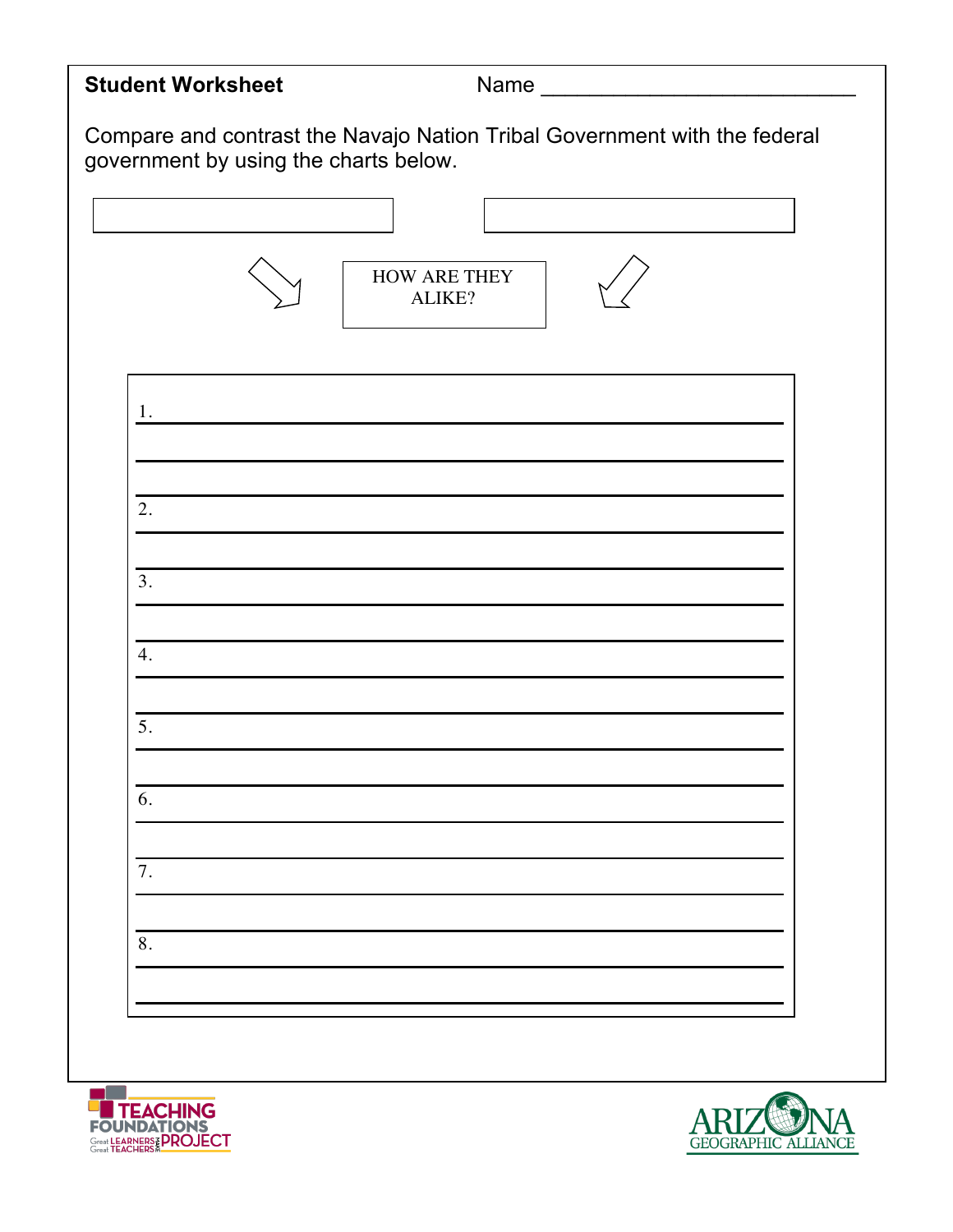**Student Worksheet** Name ___________________________

Compare and contrast the Navajo Nation Tribal Government with the federal government by using the charts below.

HOW ARE THEY ALIKE?

1. ______________________________________________

______________________________________________

2. ______________________________________________

3. ______________________________________________

4. ______________________________________________

5. ______________________________________________

6. ______________________________________________

7. ______________________________________________

8. ______________________________________________

TEACHING FOUNDATIONS PROJECT — Great LEARNERS need Great TEACHERS

ARIZONA GEOGRAPHIC ALLIANCE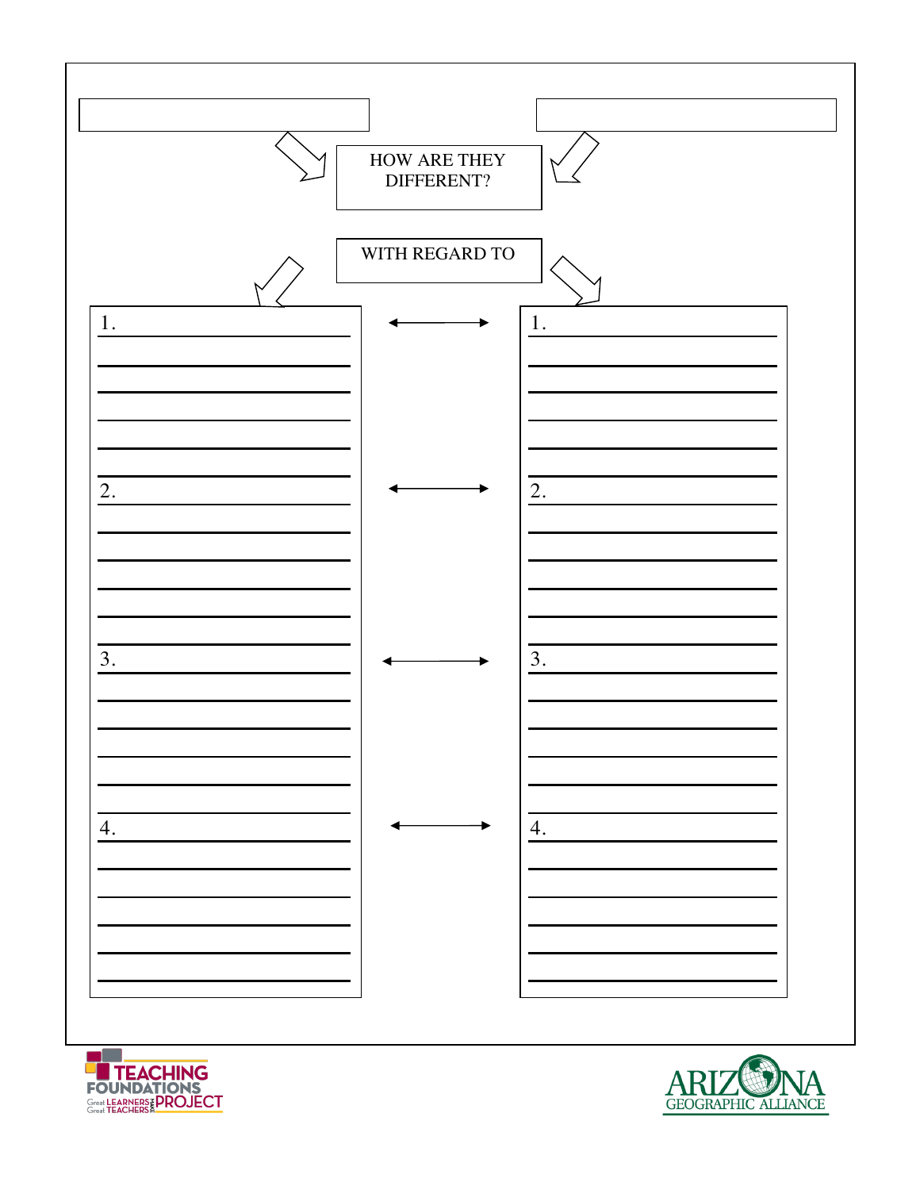HOW ARE THEY DIFFERENT?

WITH REGARD TO

| | | |
|---|---|---|
| 1. ________________ | ↔ | 1. ________________ |
| 2. ________________ | ↔ | 2. ________________ |
| 3. ________________ | ↔ | 3. ________________ |
| 4. ________________ | ↔ | 4. ________________ |

TEACHING FOUNDATIONS PROJECT

Great LEARNERS make Great TEACHERS

ARIZONA GEOGRAPHIC ALLIANCE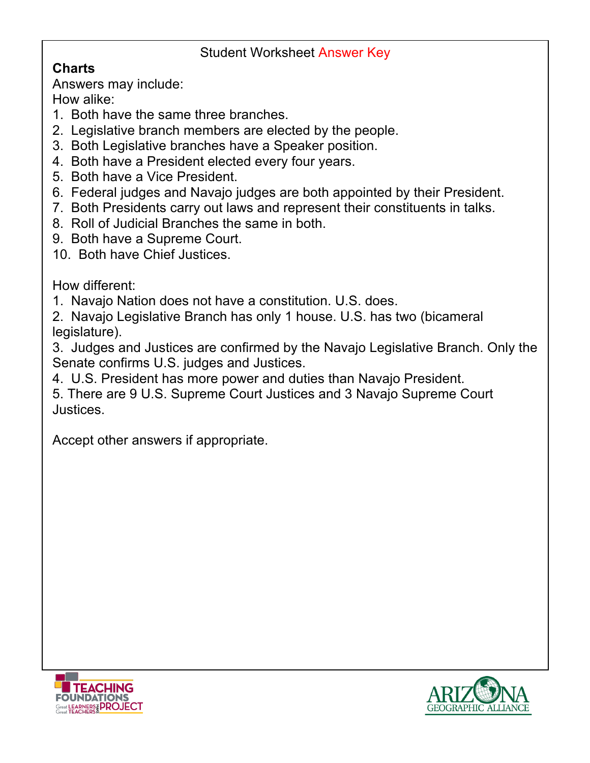Student Worksheet Answer Key

**Charts**

Answers may include:

How alike:

1. Both have the same three branches.
2. Legislative branch members are elected by the people.
3. Both Legislative branches have a Speaker position.
4. Both have a President elected every four years.
5. Both have a Vice President.
6. Federal judges and Navajo judges are both appointed by their President.
7. Both Presidents carry out laws and represent their constituents in talks.
8. Roll of Judicial Branches the same in both.
9. Both have a Supreme Court.
10. Both have Chief Justices.

How different:

1. Navajo Nation does not have a constitution. U.S. does.
2. Navajo Legislative Branch has only 1 house. U.S. has two (bicameral legislature).
3. Judges and Justices are confirmed by the Navajo Legislative Branch. Only the Senate confirms U.S. judges and Justices.
4. U.S. President has more power and duties than Navajo President.
5. There are 9 U.S. Supreme Court Justices and 3 Navajo Supreme Court Justices.

Accept other answers if appropriate.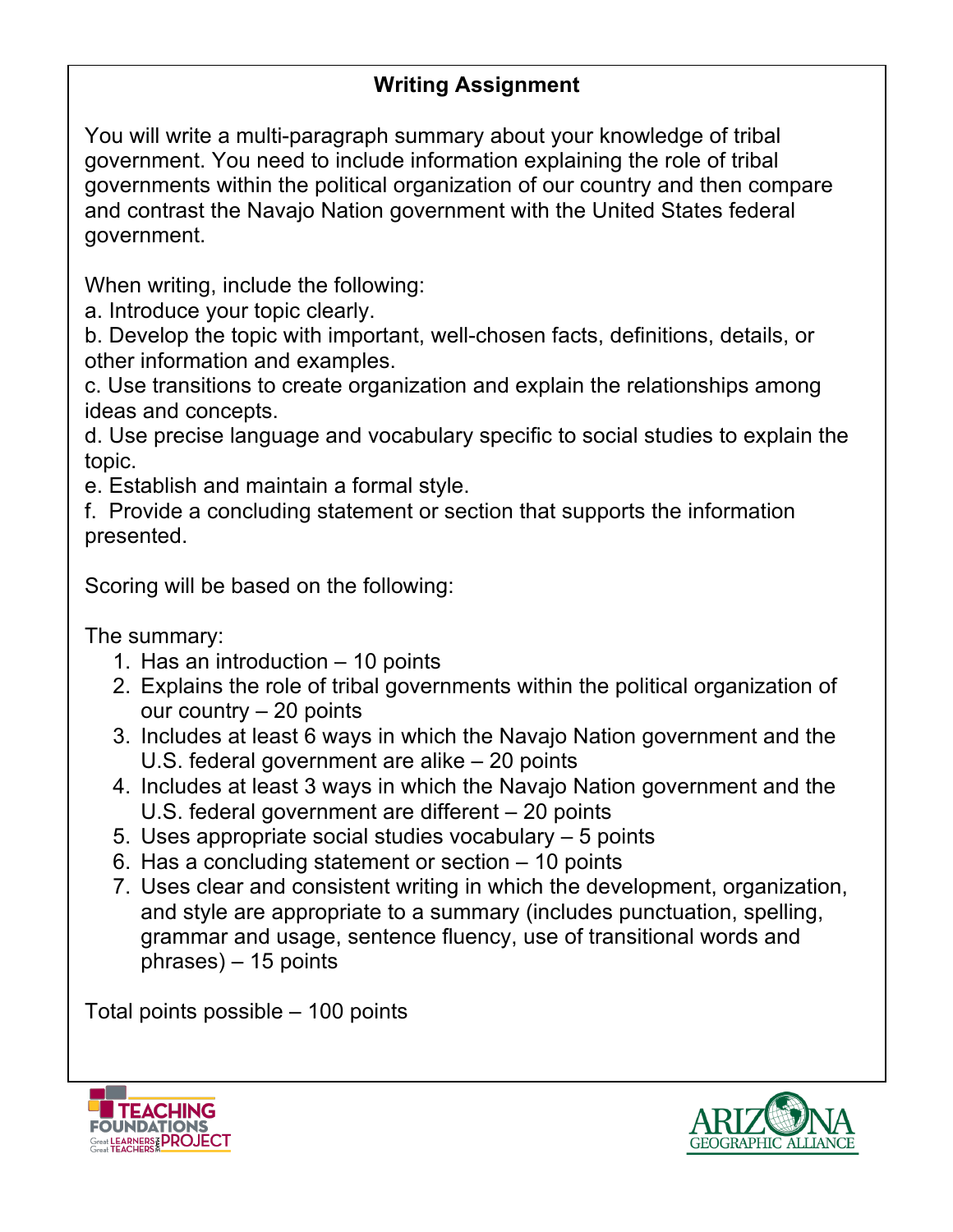## Writing Assignment

You will write a multi-paragraph summary about your knowledge of tribal government. You need to include information explaining the role of tribal governments within the political organization of our country and then compare and contrast the Navajo Nation government with the United States federal government.

When writing, include the following:
a. Introduce your topic clearly.
b. Develop the topic with important, well-chosen facts, definitions, details, or other information and examples.
c. Use transitions to create organization and explain the relationships among ideas and concepts.
d. Use precise language and vocabulary specific to social studies to explain the topic.
e. Establish and maintain a formal style.
f. Provide a concluding statement or section that supports the information presented.

Scoring will be based on the following:

The summary:

1. Has an introduction – 10 points
2. Explains the role of tribal governments within the political organization of our country – 20 points
3. Includes at least 6 ways in which the Navajo Nation government and the U.S. federal government are alike – 20 points
4. Includes at least 3 ways in which the Navajo Nation government and the U.S. federal government are different – 20 points
5. Uses appropriate social studies vocabulary – 5 points
6. Has a concluding statement or section – 10 points
7. Uses clear and consistent writing in which the development, organization, and style are appropriate to a summary (includes punctuation, spelling, grammar and usage, sentence fluency, use of transitional words and phrases) – 15 points

Total points possible – 100 points